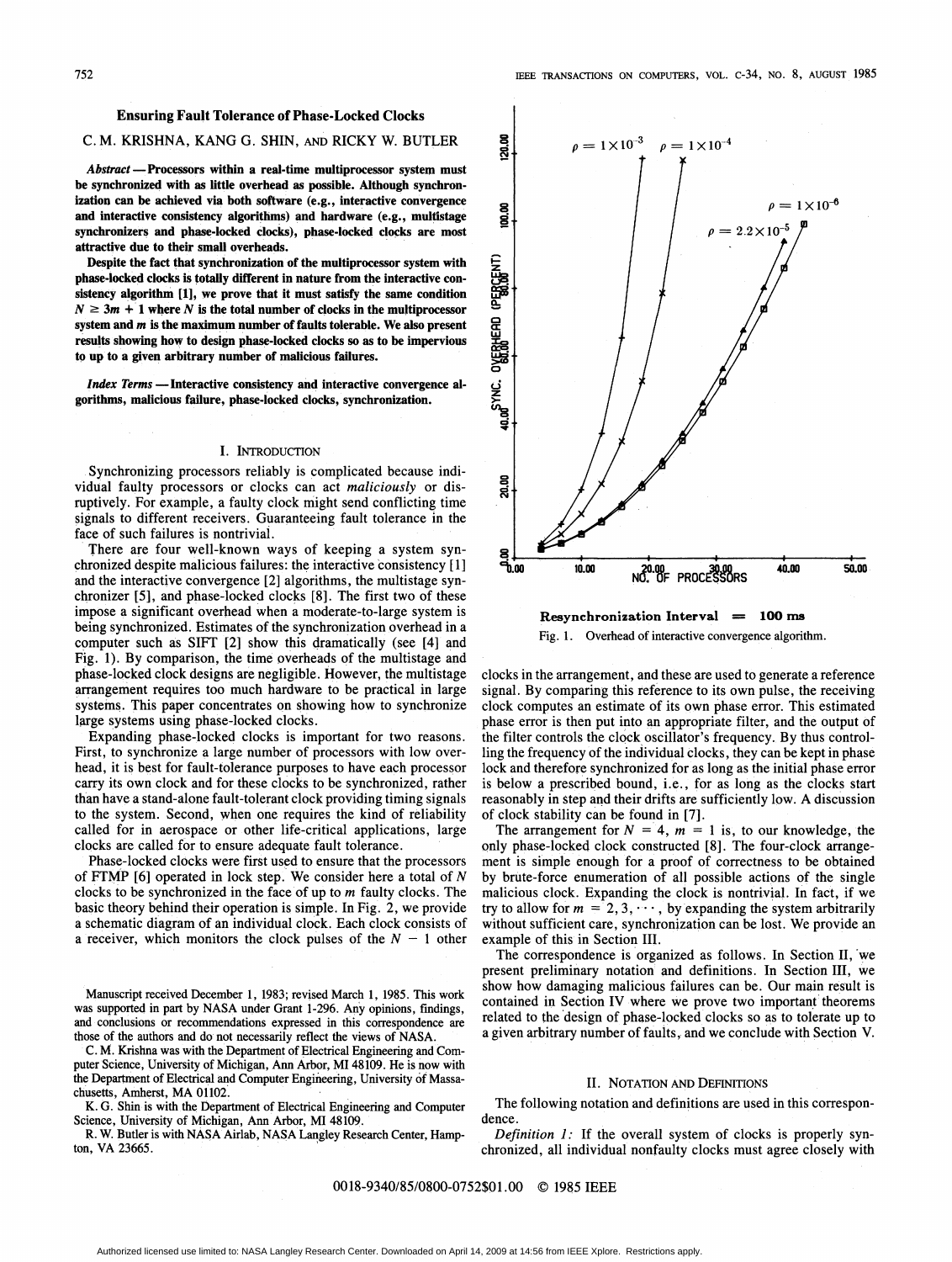# Ensuring Fault Tolerance of Phase-Locked Clocks

C. M. KRISHNA, KANG G. SHIN, AND RICKY W. BUTLER

***Abstract* — Processors within a real-time multiprocessor system must be synchronized with as little overhead as possible. Although synchronization can be achieved via both software (e.g., interactive convergence and interactive consistency algorithms) and hardware (e.g., multistage synchronizers and phase-locked clocks), phase-locked clocks are most attractive due to their small overheads.**

**Despite the fact that synchronization of the multiprocessor system with phase-locked clocks is totally different in nature from the interactive consistency algorithm [1], we prove that it must satisfy the same condition $N \geq 3m + 1$ where $N$ is the total number of clocks in the multiprocessor system and $m$ is the maximum number of faults tolerable. We also present results showing how to design phase-locked clocks so as to be impervious to up to a given arbitrary number of malicious failures.**

***Index Terms* — Interactive consistency and interactive convergence algorithms, malicious failure, phase-locked clocks, synchronization.**

## I. Introduction

Synchronizing processors reliably is complicated because individual faulty processors or clocks can act *maliciously* or disruptively. For example, a faulty clock might send conflicting time signals to different receivers. Guaranteeing fault tolerance in the face of such failures is nontrivial.

There are four well-known ways of keeping a system synchronized despite malicious failures: the interactive consistency [1] and the interactive convergence [2] algorithms, the multistage synchronizer [5], and phase-locked clocks [8]. The first two of these impose a significant overhead when a moderate-to-large system is being synchronized. Estimates of the synchronization overhead in a computer such as SIFT [2] show this dramatically (see [4] and Fig. 1). By comparison, the time overheads of the multistage and phase-locked clock designs are negligible. However, the multistage arrangement requires too much hardware to be practical in large systems. This paper concentrates on showing how to synchronize large systems using phase-locked clocks.

Expanding phase-locked clocks is important for two reasons. First, to synchronize a large number of processors with low overhead, it is best for fault-tolerance purposes to have each processor carry its own clock and for these clocks to be synchronized, rather than have a stand-alone fault-tolerant clock providing timing signals to the system. Second, when one requires the kind of reliability called for in aerospace or other life-critical applications, large clocks are called for to ensure adequate fault tolerance.

Phase-locked clocks were first used to ensure that the processors of FTMP [6] operated in lock step. We consider here a total of $N$ clocks to be synchronized in the face of up to $m$ faulty clocks. The basic theory behind their operation is simple. In Fig. 2, we provide a schematic diagram of an individual clock. Each clock consists of a receiver, which monitors the clock pulses of the $N - 1$ other clocks in the arrangement, and these are used to generate a reference signal. By comparing this reference to its own pulse, the receiving clock computes an estimate of its own phase error. This estimated phase error is then put into an appropriate filter, and the output of the filter controls the clock oscillator's frequency. By thus controlling the frequency of the individual clocks, they can be kept in phase lock and therefore synchronized for as long as the initial phase error is below a prescribed bound, i.e., for as long as the clocks start reasonably in step and their drifts are sufficiently low. A discussion of clock stability can be found in [7].

The arrangement for $N = 4$, $m = 1$ is, to our knowledge, the only phase-locked clock constructed [8]. The four-clock arrangement is simple enough for a proof of correctness to be obtained by brute-force enumeration of all possible actions of the single malicious clock. Expanding the clock is nontrivial. In fact, if we try to allow for $m = 2, 3, \cdots$, by expanding the system arbitrarily without sufficient care, synchronization can be lost. We provide an example of this in Section III.

The correspondence is organized as follows. In Section II, we present preliminary notation and definitions. In Section III, we show how damaging malicious failures can be. Our main result is contained in Section IV where we prove two important theorems related to the design of phase-locked clocks so as to tolerate up to a given arbitrary number of faults, and we conclude with Section V.

Resynchronization Interval = 100 ms

Fig. 1. Overhead of interactive convergence algorithm.

## II. Notation and Definitions

The following notation and definitions are used in this correspondence.

*Definition 1:* If the overall system of clocks is properly synchronized, all individual nonfaulty clocks must agree closely with

Manuscript received December 1, 1983; revised March 1, 1985. This work was supported in part by NASA under Grant 1-296. Any opinions, findings, and conclusions or recommendations expressed in this correspondence are those of the authors and do not necessarily reflect the views of NASA.

C. M. Krishna was with the Department of Electrical Engineering and Computer Science, University of Michigan, Ann Arbor, MI 48109. He is now with the Department of Electrical and Computer Engineering, University of Massachusetts, Amherst, MA 01102.

K. G. Shin is with the Department of Electrical Engineering and Computer Science, University of Michigan, Ann Arbor, MI 48109.

R. W. Butler is with NASA Airlab, NASA Langley Research Center, Hampton, VA 23665.

0018-9340/85/0800-0752$01.00 © 1985 IEEE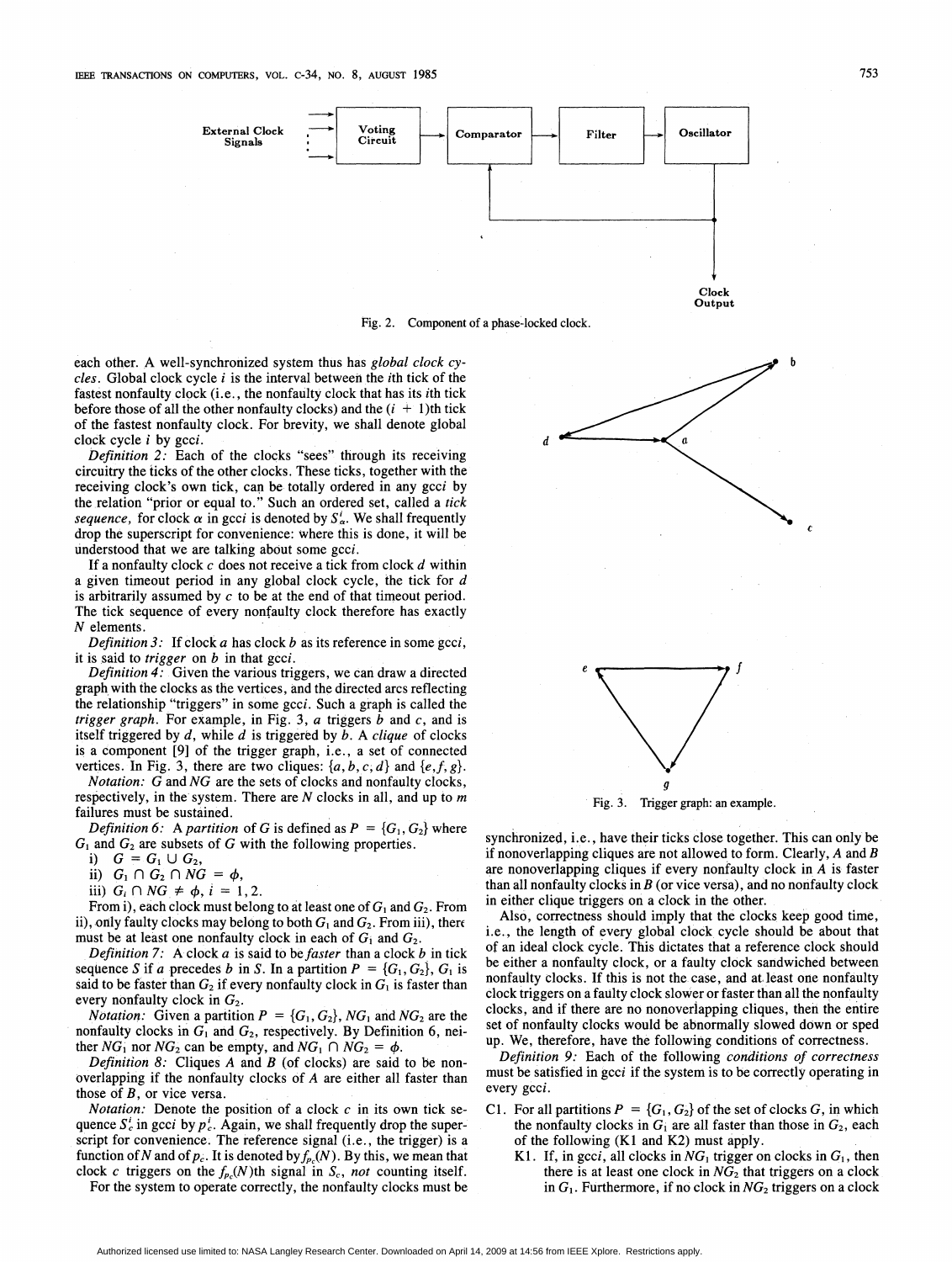Fig. 2. Component of a phase-locked clock.

each other. A well-synchronized system thus has *global clock cycles*. Global clock cycle $i$ is the interval between the $i$th tick of the fastest nonfaulty clock (i.e., the nonfaulty clock that has its $i$th tick before those of all the other nonfaulty clocks) and the $(i + 1)$th tick of the fastest nonfaulty clock. For brevity, we shall denote global clock cycle $i$ by gcc$i$.

*Definition 2:* Each of the clocks "sees" through its receiving circuitry the ticks of the other clocks. These ticks, together with the receiving clock's own tick, can be totally ordered in any gcc$i$ by the relation "prior or equal to." Such an ordered set, called a *tick sequence*, for clock $\alpha$ in gcc$i$ is denoted by $S_\alpha^i$. We shall frequently drop the superscript for convenience: where this is done, it will be understood that we are talking about some gcc$i$.

If a nonfaulty clock $c$ does not receive a tick from clock $d$ within a given timeout period in any global clock cycle, the tick for $d$ is arbitrarily assumed by $c$ to be at the end of that timeout period. The tick sequence of every nonfaulty clock therefore has exactly $N$ elements.

*Definition 3:* If clock $a$ has clock $b$ as its reference in some gcc$i$, it is said to *trigger* on $b$ in that gcc$i$.

*Definition 4:* Given the various triggers, we can draw a directed graph with the clocks as the vertices, and the directed arcs reflecting the relationship "triggers" in some gcc$i$. Such a graph is called the *trigger graph*. For example, in Fig. 3, $a$ triggers $b$ and $c$, and is itself triggered by $d$, while $d$ is triggered by $b$. A *clique* of clocks is a component [9] of the trigger graph, i.e., a set of connected vertices. In Fig. 3, there are two cliques: $\{a, b, c, d\}$ and $\{e, f, g\}$.

*Notation:* $G$ and $NG$ are the sets of clocks and nonfaulty clocks, respectively, in the system. There are $N$ clocks in all, and up to $m$ failures must be sustained.

*Definition 6:* A *partition* of $G$ is defined as $P = \{G_1, G_2\}$ where $G_1$ and $G_2$ are subsets of $G$ with the following properties.

i) $G = G_1 \cup G_2$,

ii) $G_1 \cap G_2 \cap NG = \phi$,

iii) $G_i \cap NG \neq \phi$, $i = 1, 2$.

From i), each clock must belong to at least one of $G_1$ and $G_2$. From ii), only faulty clocks may belong to both $G_1$ and $G_2$. From iii), there must be at least one nonfaulty clock in each of $G_1$ and $G_2$.

*Definition 7:* A clock $a$ is said to be *faster* than a clock $b$ in tick sequence $S$ if $a$ precedes $b$ in $S$. In a partition $P = \{G_1, G_2\}$, $G_1$ is said to be faster than $G_2$ if every nonfaulty clock in $G_1$ is faster than every nonfaulty clock in $G_2$.

*Notation:* Given a partition $P = \{G_1, G_2\}$, $NG_1$ and $NG_2$ are the nonfaulty clocks in $G_1$ and $G_2$, respectively. By Definition 6, neither $NG_1$ nor $NG_2$ can be empty, and $NG_1 \cap NG_2 = \phi$.

*Definition 8:* Cliques $A$ and $B$ (of clocks) are said to be non-overlapping if the nonfaulty clocks of $A$ are either all faster than those of $B$, or vice versa.

*Notation:* Denote the position of a clock $c$ in its own tick sequence $S_c^i$ in gcc$i$ by $p_c^i$. Again, we shall frequently drop the superscript for convenience. The reference signal (i.e., the trigger) is a function of $N$ and of $p_c$. It is denoted by $f_{p_c}(N)$. By this, we mean that clock $c$ triggers on the $f_{p_c}(N)$th signal in $S_c$, *not* counting itself.

For the system to operate correctly, the nonfaulty clocks must be synchronized, i.e., have their ticks close together. This can only be if nonoverlapping cliques are not allowed to form. Clearly, $A$ and $B$ are nonoverlapping cliques if every nonfaulty clock in $A$ is faster than all nonfaulty clocks in $B$ (or vice versa), and no nonfaulty clock in either clique triggers on a clock in the other.

Also, correctness should imply that the clocks keep good time, i.e., the length of every global clock cycle should be about that of an ideal clock cycle. This dictates that a reference clock should be either a nonfaulty clock, or a faulty clock sandwiched between nonfaulty clocks. If this is not the case, and at least one nonfaulty clock triggers on a faulty clock slower or faster than all the nonfaulty clocks, and if there are no nonoverlapping cliques, then the entire set of nonfaulty clocks would be abnormally slowed down or sped up. We, therefore, have the following conditions of correctness.

*Definition 9:* Each of the following *conditions of correctness* must be satisfied in gcc$i$ if the system is to be correctly operating in every gcc$i$.

C1. For all partitions $P = \{G_1, G_2\}$ of the set of clocks $G$, in which the nonfaulty clocks in $G_1$ are all faster than those in $G_2$, each of the following (K1 and K2) must apply.

K1. If, in gcc$i$, all clocks in $NG_1$ trigger on clocks in $G_1$, then there is at least one clock in $NG_2$ that triggers on a clock in $G_1$. Furthermore, if no clock in $NG_2$ triggers on a clock

Fig. 3. Trigger graph: an example.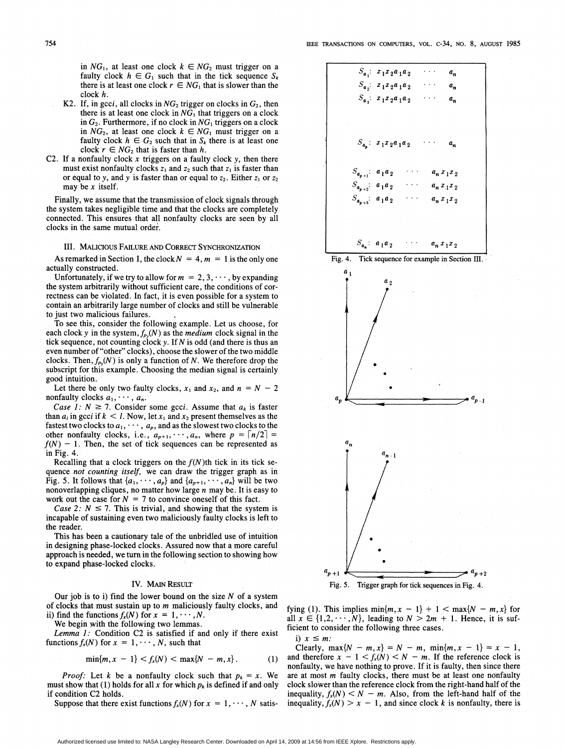in $NG_1$, at least one clock $k \in NG_2$ must trigger on a faulty clock $h \in G_1$ such that in the tick sequence $S_k$ there is at least one clock $r \in NG_1$ that is slower than the clock $h$.

K2. If, in gcc$i$, all clocks in $NG_2$ trigger on clocks in $G_2$, then there is at least one clock in $NG_1$ that triggers on a clock in $G_2$. Furthermore, if no clock in $NG_1$ triggers on a clock in $NG_2$, at least one clock $k \in NG_1$ must trigger on a faulty clock $h \in G_2$ such that in $S_k$ there is at least one clock $r \in NG_2$ that is faster than $h$.

C2. If a nonfaulty clock $x$ triggers on a faulty clock $y$, then there must exist nonfaulty clocks $z_1$ and $z_2$ such that $z_1$ is faster than or equal to $y$, and $y$ is faster than or equal to $z_2$. Either $z_1$ or $z_2$ may be $x$ itself.

Finally, we assume that the transmission of clock signals through the system takes negligible time and that the clocks are completely connected. This ensures that all nonfaulty clocks are seen by all clocks in the same mutual order.

## III. Malicious Failure and Correct Synchronization

As remarked in Section I, the clock $N = 4, m = 1$ is the only one actually constructed.

Unfortunately, if we try to allow for $m = 2, 3, \cdots$, by expanding the system arbitrarily without sufficient care, the conditions of correctness can be violated. In fact, it is even possible for a system to contain an arbitrarily large number of clocks and still be vulnerable to just two malicious failures.

To see this, consider the following example. Let us choose, for each clock $y$ in the system, $f_{p_y}(N)$ as the *medium* clock signal in the tick sequence, not counting clock $y$. If $N$ is odd (and there is thus an even number of "other" clocks), choose the slower of the two middle clocks. Then, $f_{p_y}(N)$ is only a function of $N$. We therefore drop the subscript for this example. Choosing the median signal is certainly good intuition.

Let there be only two faulty clocks, $x_1$ and $x_2$, and $n = N - 2$ nonfaulty clocks $a_1, \cdots, a_n$.

*Case 1:* $N \geq 7$. Consider some gcc$i$. Assume that $a_k$ is faster than $a_l$ in gcc$i$ if $k < l$. Now, let $x_1$ and $x_2$ present themselves as the fastest two clocks to $a_1, \cdots, a_p$, and as the slowest two clocks to the other nonfaulty clocks, i.e., $a_{p+1}, \cdots, a_n$, where $p = \lceil n/2 \rceil = f(N) - 1$. Then, the set of tick sequences can be represented as in Fig. 4.

Recalling that a clock triggers on the $f(N)$th tick in its tick sequence *not counting itself*, we can draw the trigger graph as in Fig. 5. It follows that $\{a_1, \cdots, a_p\}$ and $\{a_{p+1}, \cdots, a_n\}$ will be two nonoverlapping cliques, no matter how large $n$ may be. It is easy to work out the case for $N = 7$ to convince oneself of this fact.

*Case 2:* $N \leq 7$. This is trivial, and showing that the system is incapable of sustaining even two maliciously faulty clocks is left to the reader.

This has been a cautionary tale of the unbridled use of intuition in designing phase-locked clocks. Assured now that a more careful approach is needed, we turn in the following section to showing how to expand phase-locked clocks.

$S_{a_1}$: $x_1 x_2 a_1 a_2 \cdots a_n$
$S_{a_2}$: $x_1 x_2 a_1 a_2 \cdots a_n$
$S_{a_3}$: $x_1 x_2 a_1 a_2 \cdots a_n$
$\vdots$
$S_{a_p}$: $x_1 x_2 a_1 a_2 \cdots a_n$
$S_{a_{p+1}}$: $a_1 a_2 \cdots a_n x_1 x_2$
$S_{a_{p+2}}$: $a_1 a_2 \cdots a_n x_1 x_2$
$S_{a_{p+3}}$: $a_1 a_2 \cdots a_n x_1 x_2$
$\vdots$
$S_{a_n}$: $a_1 a_2 \cdots a_n x_1 x_2$

Fig. 4. Tick sequence for example in Section III.

Fig. 5. Trigger graph for tick sequences in Fig. 4.

## IV. Main Result

Our job is to i) find the lower bound on the size $N$ of a system of clocks that must sustain up to $m$ maliciously faulty clocks, and ii) find the functions $f_x(N)$ for $x = 1, \cdots, N$.

We begin with the following two lemmas.

*Lemma 1:* Condition C2 is satisfied if and only if there exist functions $f_x(N)$ for $x = 1, \cdots, N$, such that

$$\min\{m, x - 1\} < f_x(N) < \max\{N - m, x\}. \tag{1}$$

*Proof:* Let $k$ be a nonfaulty clock such that $p_k = x$. We must show that (1) holds for all $x$ for which $p_k$ is defined if and only if condition C2 holds.

Suppose that there exist functions $f_x(N)$ for $x = 1, \cdots, N$ satisfying (1). This implies $\min\{m, x - 1\} + 1 < \max\{N - m, x\}$ for all $x \in \{1, 2, \cdots, N\}$, leading to $N > 2m + 1$. Hence, it is sufficient to consider the following three cases.

i) $x \leq m$:

Clearly, $\max\{N - m, x\} = N - m$, $\min\{m, x - 1\} = x - 1$, and therefore $x - 1 < f_x(N) < N - m$. If the reference clock is nonfaulty, we have nothing to prove. If it is faulty, then since there are at most $m$ faulty clocks, there must be at least one nonfaulty clock slower than the reference clock from the right-hand half of the inequality, $f_x(N) < N - m$. Also, from the left-hand half of the inequality, $f_x(N) > x - 1$, and since clock $k$ is nonfaulty, there is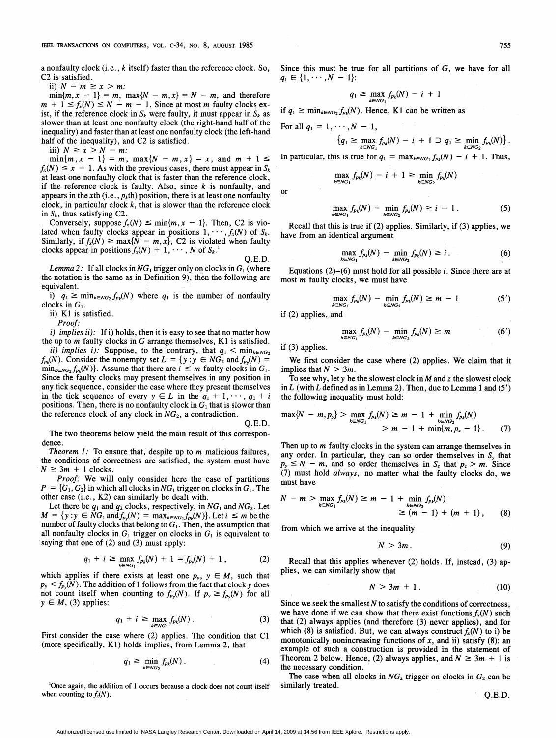a nonfaulty clock (i.e., $k$ itself) faster than the reference clock. So, C2 is satisfied.

ii) $N - m \geq x > m$:

$\min\{m, x - 1\} = m$, $\max\{N - m, x\} = N - m$, and therefore $m + 1 \leq f_x(N) \leq N - m - 1$. Since at most $m$ faulty clocks exist, if the reference clock in $S_k$ were faulty, it must appear in $S_k$ as slower than at least one nonfaulty clock (the right-hand half of the inequality) and faster than at least one nonfaulty clock (the left-hand half of the inequality), and C2 is satisfied.

iii) $N \geq x > N - m$:

$\min\{m, x - 1\} = m$, $\max\{N - m, x\} = x$, and $m + 1 \leq f_x(N) \leq x - 1$. As with the previous cases, there must appear in $S_k$ at least one nonfaulty clock that is faster than the reference clock, if the reference clock is faulty. Also, since $k$ is nonfaulty, and appears in the $x$th (i.e., $p_k$th) position, there is at least one nonfaulty clock, in particular clock $k$, that is slower than the reference clock in $S_k$, thus satisfying C2.

Conversely, suppose $f_x(N) \leq \min\{m, x - 1\}$. Then, C2 is violated when faulty clocks appear in positions $1, \cdots, f_x(N)$ of $S_k$. Similarly, if $f_x(N) \geq \max\{N - m, x\}$, C2 is violated when faulty clocks appear in positions $f_x(N) + 1, \cdots, N$ of $S_k$.[1]

Q.E.D.

*Lemma 2:* If all clocks in $NG_1$ trigger only on clocks in $G_1$ (where the notation is the same as in Definition 9), then the following are equivalent.

i) $q_1 \geq \min_{k \in NG_2} f_{p_k}(N)$ where $q_1$ is the number of nonfaulty clocks in $G_1$.

ii) K1 is satisfied.

*Proof:*

*i) implies ii):* If i) holds, then it is easy to see that no matter how the up to $m$ faulty clocks in $G$ arrange themselves, K1 is satisfied.

*ii) implies i):* Suppose, to the contrary, that $q_1 < \min_{k \in NG_2} f_{p_k}(N)$. Consider the nonempty set $L = \{y : y \in NG_2 \text{ and } f_{p_y}(N) = \min_{k \in NG_2} f_{p_k}(N)\}$. Assume that there are $i \leq m$ faulty clocks in $G_1$. Since the faulty clocks may present themselves in any position in any tick sequence, consider the case where they present themselves in the tick sequence of every $y \in L$ in the $q_1 + 1, \cdots, q_1 + i$ positions. Then, there is no nonfaulty clock in $G_1$ that is slower than the reference clock of any clock in $NG_2$, a contradiction.

Q.E.D.

The two theorems below yield the main result of this correspondence.

*Theorem 1:* To ensure that, despite up to $m$ malicious failures, the conditions of correctness are satisfied, the system must have $N \geq 3m + 1$ clocks.

*Proof:* We will only consider here the case of partitions $P = \{G_1, G_2\}$ in which all clocks in $NG_1$ trigger on clocks in $G_1$. The other case (i.e., K2) can similarly be dealt with.

Let there be $q_1$ and $q_2$ clocks, respectively, in $NG_1$ and $NG_2$. Let $M = \{y : y \in NG_1 \text{ and } f_{p_y}(N) = \max_{k \in NG_1} f_{p_k}(N)\}$. Let $i \leq m$ be the number of faulty clocks that belong to $G_1$. Then, the assumption that all nonfaulty clocks in $G_1$ trigger on clocks in $G_1$ is equivalent to saying that one of (2) and (3) must apply:

$$q_1 + i \geq \max_{k \in NG_1} f_{p_k}(N) + 1 = f_{p_y}(N) + 1, \tag{2}$$

which applies if there exists at least one $p_y$, $y \in M$, such that $p_y < f_{p_y}(N)$. The addition of 1 follows from the fact that clock $y$ does not count itself when counting to $f_{p_y}(N)$. If $p_y \geq f_{p_y}(N)$ for all $y \in M$, (3) applies:

$$q_1 + i \geq \max_{k \in NG_1} f_{p_k}(N). \tag{3}$$

First consider the case where (2) applies. The condition that C1 (more specifically, K1) holds implies, from Lemma 2, that

$$q_1 \geq \min_{k \in NG_2} f_{p_k}(N). \tag{4}$$

[1] Once again, the addition of 1 occurs because a clock does not count itself when counting to $f_x(N)$.

Since this must be true for all partitions of $G$, we have for all $q_1 \in \{1, \cdots, N - 1\}$:

$$q_1 \geq \max_{k \in NG_1} f_{p_k}(N) - i + 1$$

if $q_1 \geq \min_{k \in NG_2} f_{p_k}(N)$. Hence, K1 can be written as

For all $q_1 = 1, \cdots, N - 1$,

$$\{q_1 \geq \max_{k \in NG_1} f_{p_k}(N) - i + 1 \supset q_1 \geq \min_{k \in NG_2} f_{p_k}(N)\}.$$

In particular, this is true for $q_1 = \max_{k \in NG_1} f_{p_k}(N) - i + 1$. Thus,

$$\max_{k \in NG_1} f_{p_k}(N) - i + 1 \geq \min_{k \in NG_2} f_{p_k}(N)$$

or

$$\max_{k \in NG_1} f_{p_k}(N) - \min_{k \in NG_2} f_{p_k}(N) \geq i - 1. \tag{5}$$

Recall that this is true if (2) applies. Similarly, if (3) applies, we have from an identical argument

$$\max_{k \in NG_1} f_{p_k}(N) - \min_{k \in NG_2} f_{p_k}(N) \geq i. \tag{6}$$

Equations (2)–(6) must hold for all possible $i$. Since there are at most $m$ faulty clocks, we must have

$$\max_{k \in NG_1} f_{p_k}(N) - \min_{k \in NG_2} f_{p_k}(N) \geq m - 1 \tag{5'}$$

if (2) applies, and

$$\max_{k \in NG_1} f_{p_k}(N) - \min_{k \in NG_2} f_{p_k}(N) \geq m \tag{6'}$$

if (3) applies.

We first consider the case where (2) applies. We claim that it implies that $N > 3m$.

To see why, let $y$ be the slowest clock in $M$ and $z$ the slowest clock in $L$ (with $L$ defined as in Lemma 2). Then, due to Lemma 1 and (5') the following inequality must hold:

$$\max\{N - m, p_y\} > \max_{k \in NG_1} f_{p_k}(N) \geq m - 1 + \min_{k \in NG_2} f_{p_k}(N) > m - 1 + \min\{m, p_z - 1\}. \tag{7}$$

Then up to $m$ faulty clocks in the system can arrange themselves in any order. In particular, they can so order themselves in $S_y$ that $p_y \leq N - m$, and so order themselves in $S_z$ that $p_z > m$. Since (7) must hold *always*, no matter what the faulty clocks do, we must have

$$N - m > \max_{k \in NG_1} f_{p_k}(N) \geq m - 1 + \min_{k \in NG_2} f_{p_k}(N) \geq (m - 1) + (m + 1), \tag{8}$$

from which we arrive at the inequality

$$N > 3m. \tag{9}$$

Recall that this applies whenever (2) holds. If, instead, (3) applies, we can similarly show that

$$N > 3m + 1. \tag{10}$$

Since we seek the smallest $N$ to satisfy the conditions of correctness, we have done if we can show that there exist functions $f_x(N)$ such that (2) always applies (and therefore (3) never applies), and for which (8) is satisfied. But, we can always construct $f_x(N)$ to i) be monotonically nonincreasing functions of $x$, and ii) satisfy (8): an example of such a construction is provided in the statement of Theorem 2 below. Hence, (2) always applies, and $N \geq 3m + 1$ is the necessary condition.

The case when all clocks in $NG_2$ trigger on clocks in $G_2$ can be similarly treated.

Q.E.D.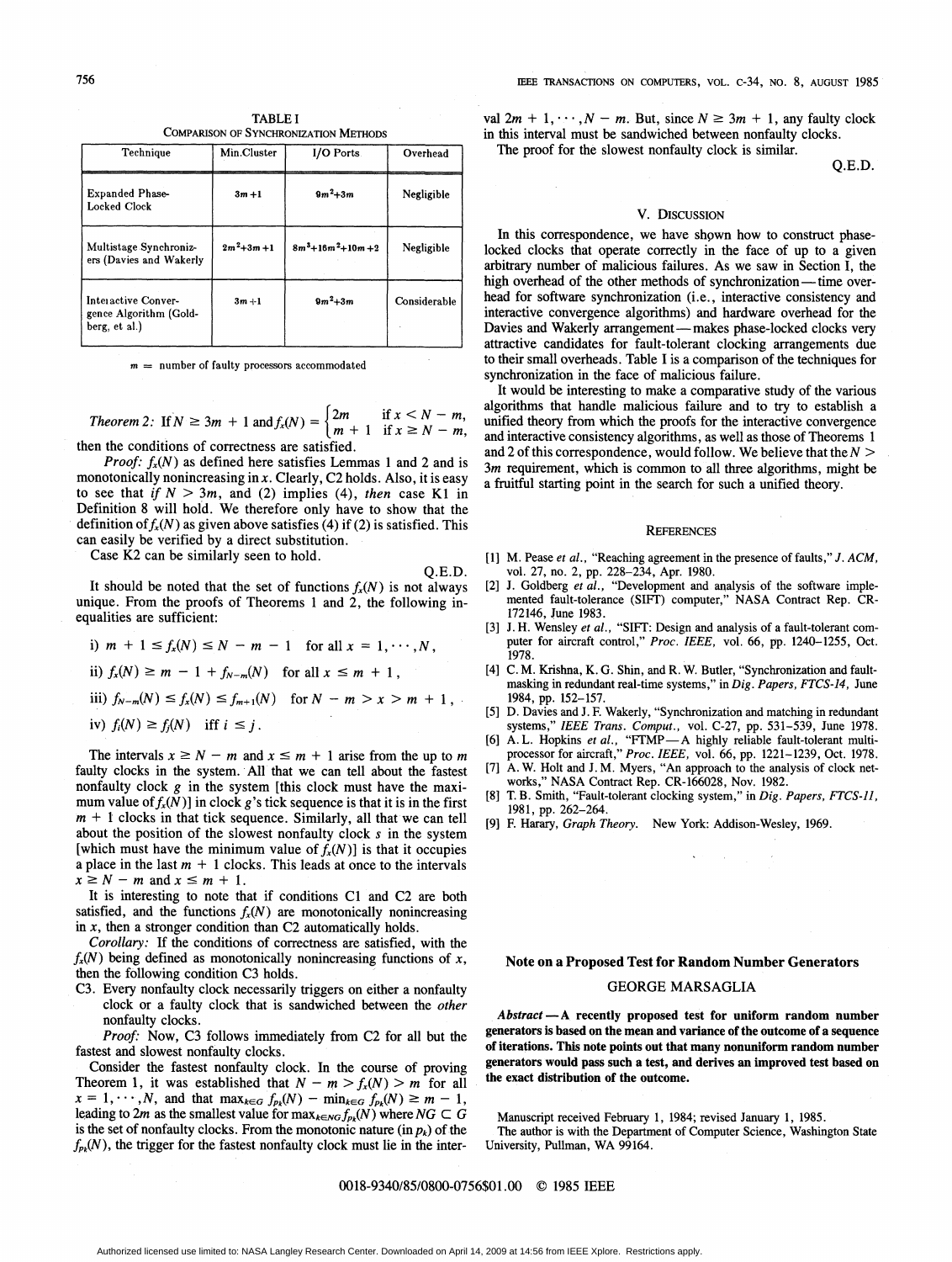TABLE I

COMPARISON OF SYNCHRONIZATION METHODS

| Technique | Min.Cluster | I/O Ports | Overhead |
| --- | --- | --- | --- |
| Expanded Phase-Locked Clock | $3m+1$ | $9m^2+3m$ | Negligible |
| Multistage Synchronizers (Davies and Wakerly | $2m^2+3m+1$ | $8m^3+16m^2+10m+2$ | Negligible |
| Interactive Convergence Algorithm (Goldberg, et al.) | $3m+1$ | $9m^2+3m$ | Considerable |

$m$ = number of faulty processors accommodated

*Theorem 2:* If $N \geq 3m + 1$ and $f_x(N) = \begin{cases} 2m & \text{if } x < N - m, \\ m + 1 & \text{if } x \geq N - m, \end{cases}$ then the conditions of correctness are satisfied.

*Proof:* $f_x(N)$ as defined here satisfies Lemmas 1 and 2 and is monotonically nonincreasing in $x$. Clearly, C2 holds. Also, it is easy to see that *if* $N > 3m$, and (2) implies (4), *then* case K1 in Definition 8 will hold. We therefore only have to show that the definition of $f_x(N)$ as given above satisfies (4) if (2) is satisfied. This can easily be verified by a direct substitution.

Case K2 can be similarly seen to hold.

Q.E.D.

It should be noted that the set of functions $f_x(N)$ is not always unique. From the proofs of Theorems 1 and 2, the following inequalities are sufficient:

i) $m + 1 \leq f_x(N) \leq N - m - 1$ for all $x = 1, \cdots, N$,

ii) $f_x(N) \geq m - 1 + f_{N-m}(N)$ for all $x \leq m + 1$,

iii) $f_{N-m}(N) \leq f_x(N) \leq f_{m+1}(N)$ for $N - m > x > m + 1$,

iv) $f_i(N) \geq f_j(N)$ iff $i \leq j$.

The intervals $x \geq N - m$ and $x \leq m + 1$ arise from the up to $m$ faulty clocks in the system. All that we can tell about the fastest nonfaulty clock $g$ in the system [this clock must have the maximum value of $f_x(N)$] in clock $g$'s tick sequence is that it is in the first $m + 1$ clocks in that tick sequence. Similarly, all that we can tell about the position of the slowest nonfaulty clock $s$ in the system [which must have the minimum value of $f_x(N)$] is that it occupies a place in the last $m + 1$ clocks. This leads at once to the intervals $x \geq N - m$ and $x \leq m + 1$.

It is interesting to note that if conditions C1 and C2 are both satisfied, and the functions $f_x(N)$ are monotonically nonincreasing in $x$, then a stronger condition than C2 automatically holds.

*Corollary:* If the conditions of correctness are satisfied, with the $f_x(N)$ being defined as monotonically nonincreasing functions of $x$, then the following condition C3 holds.

C3. Every nonfaulty clock necessarily triggers on either a nonfaulty clock or a faulty clock that is sandwiched between the *other* nonfaulty clocks.

*Proof:* Now, C3 follows immediately from C2 for all but the fastest and slowest nonfaulty clocks.

Consider the fastest nonfaulty clock. In the course of proving Theorem 1, it was established that $N - m > f_x(N) > m$ for all $x = 1, \cdots, N$, and that $\max_{k \in G} f_{p_k}(N) - \min_{k \in G} f_{p_k}(N) \geq m - 1$, leading to $2m$ as the smallest value for $\max_{k \in NG} f_{p_k}(N)$ where $NG \subset G$ is the set of nonfaulty clocks. From the monotonic nature (in $p_k$) of the $f_{p_k}(N)$, the trigger for the fastest nonfaulty clock must lie in the interval $2m + 1, \cdots, N - m$. But, since $N \geq 3m + 1$, any faulty clock in this interval must be sandwiched between nonfaulty clocks.

The proof for the slowest nonfaulty clock is similar.

Q.E.D.

## V. DISCUSSION

In this correspondence, we have shown how to construct phase-locked clocks that operate correctly in the face of up to a given arbitrary number of malicious failures. As we saw in Section I, the high overhead of the other methods of synchronization—time overhead for software synchronization (i.e., interactive consistency and interactive convergence algorithms) and hardware overhead for the Davies and Wakerly arrangement—makes phase-locked clocks very attractive candidates for fault-tolerant clocking arrangements due to their small overheads. Table I is a comparison of the techniques for synchronization in the face of malicious failure.

It would be interesting to make a comparative study of the various algorithms that handle malicious failure and to try to establish a unified theory from which the proofs for the interactive convergence and interactive consistency algorithms, as well as those of Theorems 1 and 2 of this correspondence, would follow. We believe that the $N > 3m$ requirement, which is common to all three algorithms, might be a fruitful starting point in the search for such a unified theory.

## REFERENCES

[1] M. Pease *et al.*, "Reaching agreement in the presence of faults," *J. ACM*, vol. 27, no. 2, pp. 228–234, Apr. 1980.

[2] J. Goldberg *et al.*, "Development and analysis of the software implemented fault-tolerance (SIFT) computer," NASA Contract Rep. CR-172146, June 1983.

[3] J. H. Wensley *et al.*, "SIFT: Design and analysis of a fault-tolerant computer for aircraft control," *Proc. IEEE*, vol. 66, pp. 1240–1255, Oct. 1978.

[4] C. M. Krishna, K. G. Shin, and R. W. Butler, "Synchronization and fault-masking in redundant real-time systems," in *Dig. Papers, FTCS-14*, June 1984, pp. 152–157.

[5] D. Davies and J. F. Wakerly, "Synchronization and matching in redundant systems," *IEEE Trans. Comput.*, vol. C-27, pp. 531–539, June 1978.

[6] A. L. Hopkins *et al.*, "FTMP—A highly reliable fault-tolerant multiprocessor for aircraft," *Proc. IEEE*, vol. 66, pp. 1221–1239, Oct. 1978.

[7] A. W. Holt and J. M. Myers, "An approach to the analysis of clock networks," NASA Contract Rep. CR-166028, Nov. 1982.

[8] T. B. Smith, "Fault-tolerant clocking system," in *Dig. Papers, FTCS-11*, 1981, pp. 262–264.

[9] F. Harary, *Graph Theory*. New York: Addison-Wesley, 1969.

# Note on a Proposed Test for Random Number Generators

GEORGE MARSAGLIA

***Abstract*—A recently proposed test for uniform random number generators is based on the mean and variance of the outcome of a sequence of iterations. This note points out that many nonuniform random number generators would pass such a test, and derives an improved test based on the exact distribution of the outcome.**

Manuscript received February 1, 1984; revised January 1, 1985.

The author is with the Department of Computer Science, Washington State University, Pullman, WA 99164.

0018-9340/85/0800-0756$01.00 © 1985 IEEE